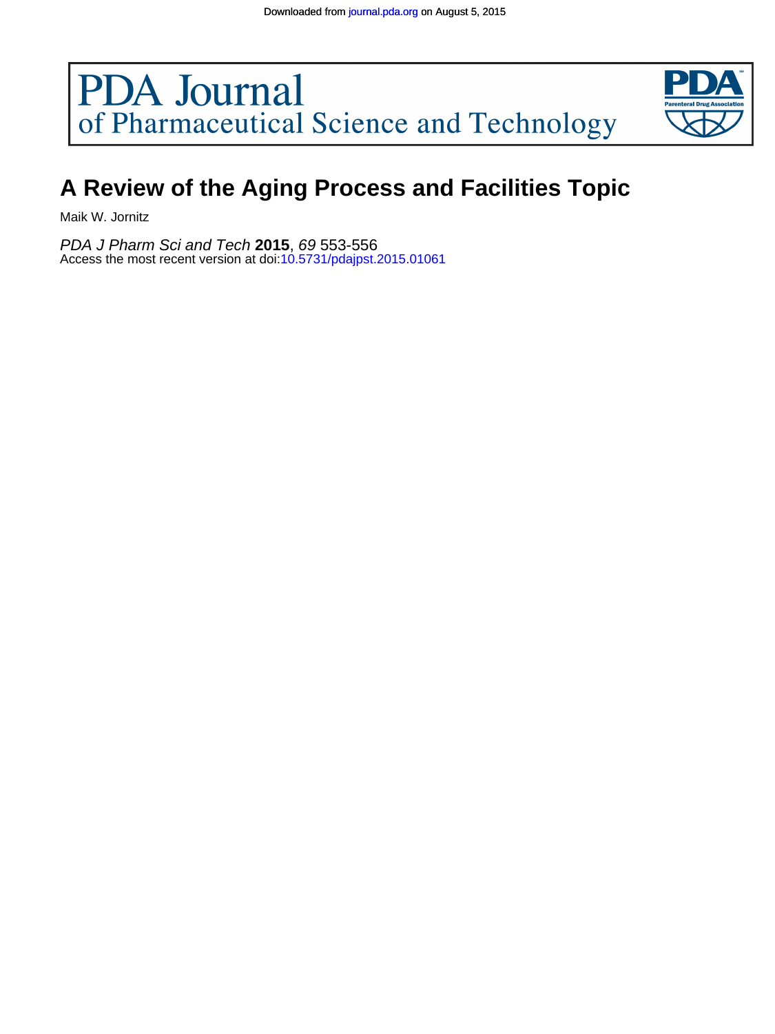Downloaded from journal.pda.org on August 5, 2015

PDA Journal of Pharmaceutical Science and Technology

# A Review of the Aging Process and Facilities Topic

Maik W. Jornitz

*PDA J Pharm Sci and Tech* **2015**, *69* 553-556
Access the most recent version at doi:10.5731/pdajpst.2015.01061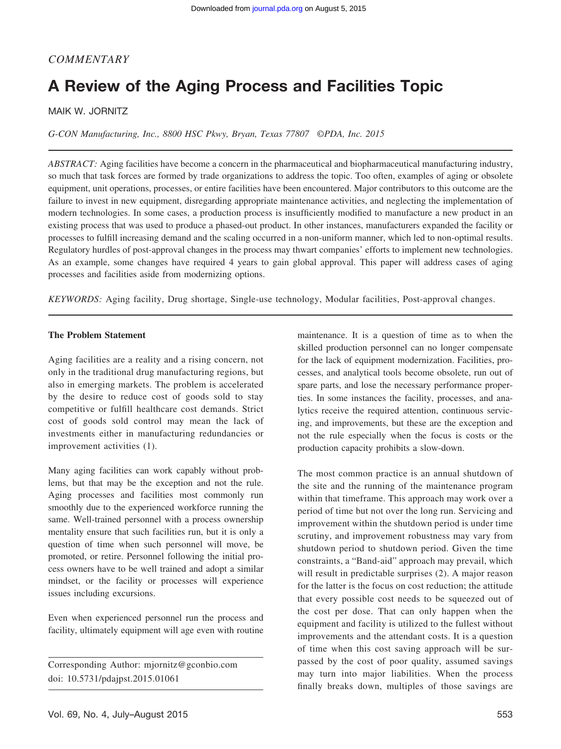*COMMENTARY*

# A Review of the Aging Process and Facilities Topic

MAIK W. JORNITZ

*G-CON Manufacturing, Inc., 8800 HSC Pkwy, Bryan, Texas 77807 ©PDA, Inc. 2015*

*ABSTRACT:* Aging facilities have become a concern in the pharmaceutical and biopharmaceutical manufacturing industry, so much that task forces are formed by trade organizations to address the topic. Too often, examples of aging or obsolete equipment, unit operations, processes, or entire facilities have been encountered. Major contributors to this outcome are the failure to invest in new equipment, disregarding appropriate maintenance activities, and neglecting the implementation of modern technologies. In some cases, a production process is insufficiently modified to manufacture a new product in an existing process that was used to produce a phased-out product. In other instances, manufacturers expanded the facility or processes to fulfill increasing demand and the scaling occurred in a non-uniform manner, which led to non-optimal results. Regulatory hurdles of post-approval changes in the process may thwart companies' efforts to implement new technologies. As an example, some changes have required 4 years to gain global approval. This paper will address cases of aging processes and facilities aside from modernizing options.

*KEYWORDS:* Aging facility, Drug shortage, Single-use technology, Modular facilities, Post-approval changes.

## The Problem Statement

Aging facilities are a reality and a rising concern, not only in the traditional drug manufacturing regions, but also in emerging markets. The problem is accelerated by the desire to reduce cost of goods sold to stay competitive or fulfill healthcare cost demands. Strict cost of goods sold control may mean the lack of investments either in manufacturing redundancies or improvement activities (1).

Many aging facilities can work capably without problems, but that may be the exception and not the rule. Aging processes and facilities most commonly run smoothly due to the experienced workforce running the same. Well-trained personnel with a process ownership mentality ensure that such facilities run, but it is only a question of time when such personnel will move, be promoted, or retire. Personnel following the initial process owners have to be well trained and adopt a similar mindset, or the facility or processes will experience issues including excursions.

Even when experienced personnel run the process and facility, ultimately equipment will age even with routine maintenance. It is a question of time as to when the skilled production personnel can no longer compensate for the lack of equipment modernization. Facilities, processes, and analytical tools become obsolete, run out of spare parts, and lose the necessary performance properties. In some instances the facility, processes, and analytics receive the required attention, continuous servicing, and improvements, but these are the exception and not the rule especially when the focus is costs or the production capacity prohibits a slow-down.

The most common practice is an annual shutdown of the site and the running of the maintenance program within that timeframe. This approach may work over a period of time but not over the long run. Servicing and improvement within the shutdown period is under time scrutiny, and improvement robustness may vary from shutdown period to shutdown period. Given the time constraints, a "Band-aid" approach may prevail, which will result in predictable surprises (2). A major reason for the latter is the focus on cost reduction; the attitude that every possible cost needs to be squeezed out of the cost per dose. That can only happen when the equipment and facility is utilized to the fullest without improvements and the attendant costs. It is a question of time when this cost saving approach will be surpassed by the cost of poor quality, assumed savings may turn into major liabilities. When the process finally breaks down, multiples of those savings are

Corresponding Author: mjornitz@gconbio.com
doi: 10.5731/pdajpst.2015.01061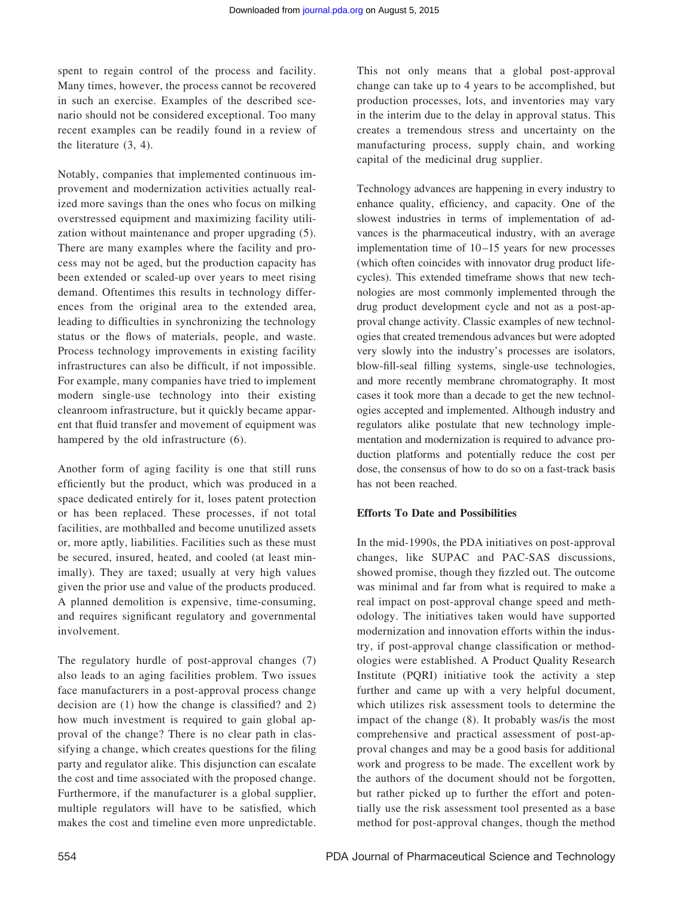spent to regain control of the process and facility. Many times, however, the process cannot be recovered in such an exercise. Examples of the described scenario should not be considered exceptional. Too many recent examples can be readily found in a review of the literature (3, 4).

Notably, companies that implemented continuous improvement and modernization activities actually realized more savings than the ones who focus on milking overstressed equipment and maximizing facility utilization without maintenance and proper upgrading (5). There are many examples where the facility and process may not be aged, but the production capacity has been extended or scaled-up over years to meet rising demand. Oftentimes this results in technology differences from the original area to the extended area, leading to difficulties in synchronizing the technology status or the flows of materials, people, and waste. Process technology improvements in existing facility infrastructures can also be difficult, if not impossible. For example, many companies have tried to implement modern single-use technology into their existing cleanroom infrastructure, but it quickly became apparent that fluid transfer and movement of equipment was hampered by the old infrastructure (6).

Another form of aging facility is one that still runs efficiently but the product, which was produced in a space dedicated entirely for it, loses patent protection or has been replaced. These processes, if not total facilities, are mothballed and become unutilized assets or, more aptly, liabilities. Facilities such as these must be secured, insured, heated, and cooled (at least minimally). They are taxed; usually at very high values given the prior use and value of the products produced. A planned demolition is expensive, time-consuming, and requires significant regulatory and governmental involvement.

The regulatory hurdle of post-approval changes (7) also leads to an aging facilities problem. Two issues face manufacturers in a post-approval process change decision are (1) how the change is classified? and 2) how much investment is required to gain global approval of the change? There is no clear path in classifying a change, which creates questions for the filing party and regulator alike. This disjunction can escalate the cost and time associated with the proposed change. Furthermore, if the manufacturer is a global supplier, multiple regulators will have to be satisfied, which makes the cost and timeline even more unpredictable. This not only means that a global post-approval change can take up to 4 years to be accomplished, but production processes, lots, and inventories may vary in the interim due to the delay in approval status. This creates a tremendous stress and uncertainty on the manufacturing process, supply chain, and working capital of the medicinal drug supplier.

Technology advances are happening in every industry to enhance quality, efficiency, and capacity. One of the slowest industries in terms of implementation of advances is the pharmaceutical industry, with an average implementation time of 10–15 years for new processes (which often coincides with innovator drug product lifecycles). This extended timeframe shows that new technologies are most commonly implemented through the drug product development cycle and not as a post-approval change activity. Classic examples of new technologies that created tremendous advances but were adopted very slowly into the industry's processes are isolators, blow-fill-seal filling systems, single-use technologies, and more recently membrane chromatography. It most cases it took more than a decade to get the new technologies accepted and implemented. Although industry and regulators alike postulate that new technology implementation and modernization is required to advance production platforms and potentially reduce the cost per dose, the consensus of how to do so on a fast-track basis has not been reached.

### Efforts To Date and Possibilities

In the mid-1990s, the PDA initiatives on post-approval changes, like SUPAC and PAC-SAS discussions, showed promise, though they fizzled out. The outcome was minimal and far from what is required to make a real impact on post-approval change speed and methodology. The initiatives taken would have supported modernization and innovation efforts within the industry, if post-approval change classification or methodologies were established. A Product Quality Research Institute (PQRI) initiative took the activity a step further and came up with a very helpful document, which utilizes risk assessment tools to determine the impact of the change (8). It probably was/is the most comprehensive and practical assessment of post-approval changes and may be a good basis for additional work and progress to be made. The excellent work by the authors of the document should not be forgotten, but rather picked up to further the effort and potentially use the risk assessment tool presented as a base method for post-approval changes, though the method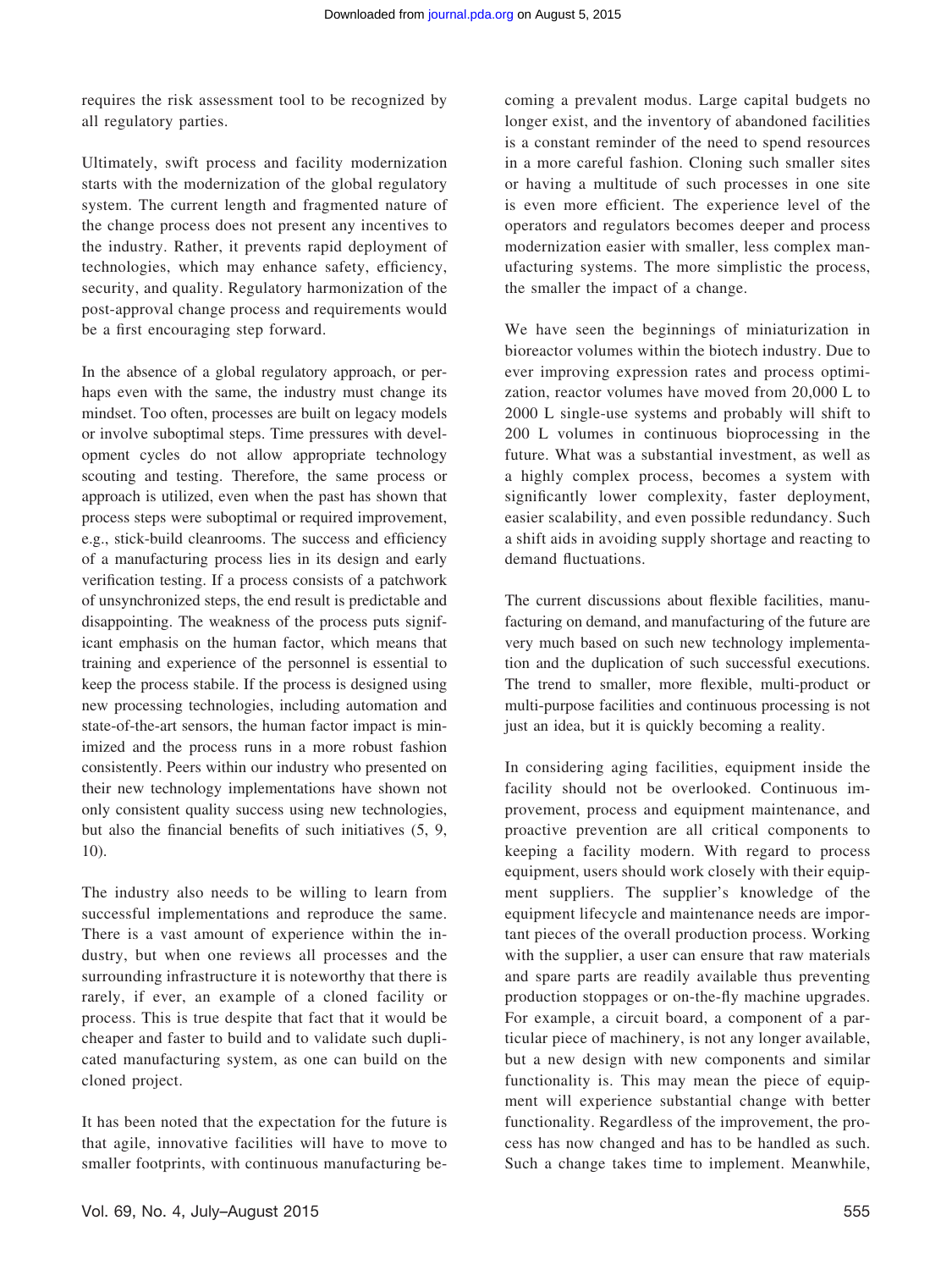requires the risk assessment tool to be recognized by all regulatory parties.

Ultimately, swift process and facility modernization starts with the modernization of the global regulatory system. The current length and fragmented nature of the change process does not present any incentives to the industry. Rather, it prevents rapid deployment of technologies, which may enhance safety, efficiency, security, and quality. Regulatory harmonization of the post-approval change process and requirements would be a first encouraging step forward.

In the absence of a global regulatory approach, or perhaps even with the same, the industry must change its mindset. Too often, processes are built on legacy models or involve suboptimal steps. Time pressures with development cycles do not allow appropriate technology scouting and testing. Therefore, the same process or approach is utilized, even when the past has shown that process steps were suboptimal or required improvement, e.g., stick-build cleanrooms. The success and efficiency of a manufacturing process lies in its design and early verification testing. If a process consists of a patchwork of unsynchronized steps, the end result is predictable and disappointing. The weakness of the process puts significant emphasis on the human factor, which means that training and experience of the personnel is essential to keep the process stabile. If the process is designed using new processing technologies, including automation and state-of-the-art sensors, the human factor impact is minimized and the process runs in a more robust fashion consistently. Peers within our industry who presented on their new technology implementations have shown not only consistent quality success using new technologies, but also the financial benefits of such initiatives (5, 9, 10).

The industry also needs to be willing to learn from successful implementations and reproduce the same. There is a vast amount of experience within the industry, but when one reviews all processes and the surrounding infrastructure it is noteworthy that there is rarely, if ever, an example of a cloned facility or process. This is true despite that fact that it would be cheaper and faster to build and to validate such duplicated manufacturing system, as one can build on the cloned project.

It has been noted that the expectation for the future is that agile, innovative facilities will have to move to smaller footprints, with continuous manufacturing becoming a prevalent modus. Large capital budgets no longer exist, and the inventory of abandoned facilities is a constant reminder of the need to spend resources in a more careful fashion. Cloning such smaller sites or having a multitude of such processes in one site is even more efficient. The experience level of the operators and regulators becomes deeper and process modernization easier with smaller, less complex manufacturing systems. The more simplistic the process, the smaller the impact of a change.

We have seen the beginnings of miniaturization in bioreactor volumes within the biotech industry. Due to ever improving expression rates and process optimization, reactor volumes have moved from 20,000 L to 2000 L single-use systems and probably will shift to 200 L volumes in continuous bioprocessing in the future. What was a substantial investment, as well as a highly complex process, becomes a system with significantly lower complexity, faster deployment, easier scalability, and even possible redundancy. Such a shift aids in avoiding supply shortage and reacting to demand fluctuations.

The current discussions about flexible facilities, manufacturing on demand, and manufacturing of the future are very much based on such new technology implementation and the duplication of such successful executions. The trend to smaller, more flexible, multi-product or multi-purpose facilities and continuous processing is not just an idea, but it is quickly becoming a reality.

In considering aging facilities, equipment inside the facility should not be overlooked. Continuous improvement, process and equipment maintenance, and proactive prevention are all critical components to keeping a facility modern. With regard to process equipment, users should work closely with their equipment suppliers. The supplier's knowledge of the equipment lifecycle and maintenance needs are important pieces of the overall production process. Working with the supplier, a user can ensure that raw materials and spare parts are readily available thus preventing production stoppages or on-the-fly machine upgrades. For example, a circuit board, a component of a particular piece of machinery, is not any longer available, but a new design with new components and similar functionality is. This may mean the piece of equipment will experience substantial change with better functionality. Regardless of the improvement, the process has now changed and has to be handled as such. Such a change takes time to implement. Meanwhile,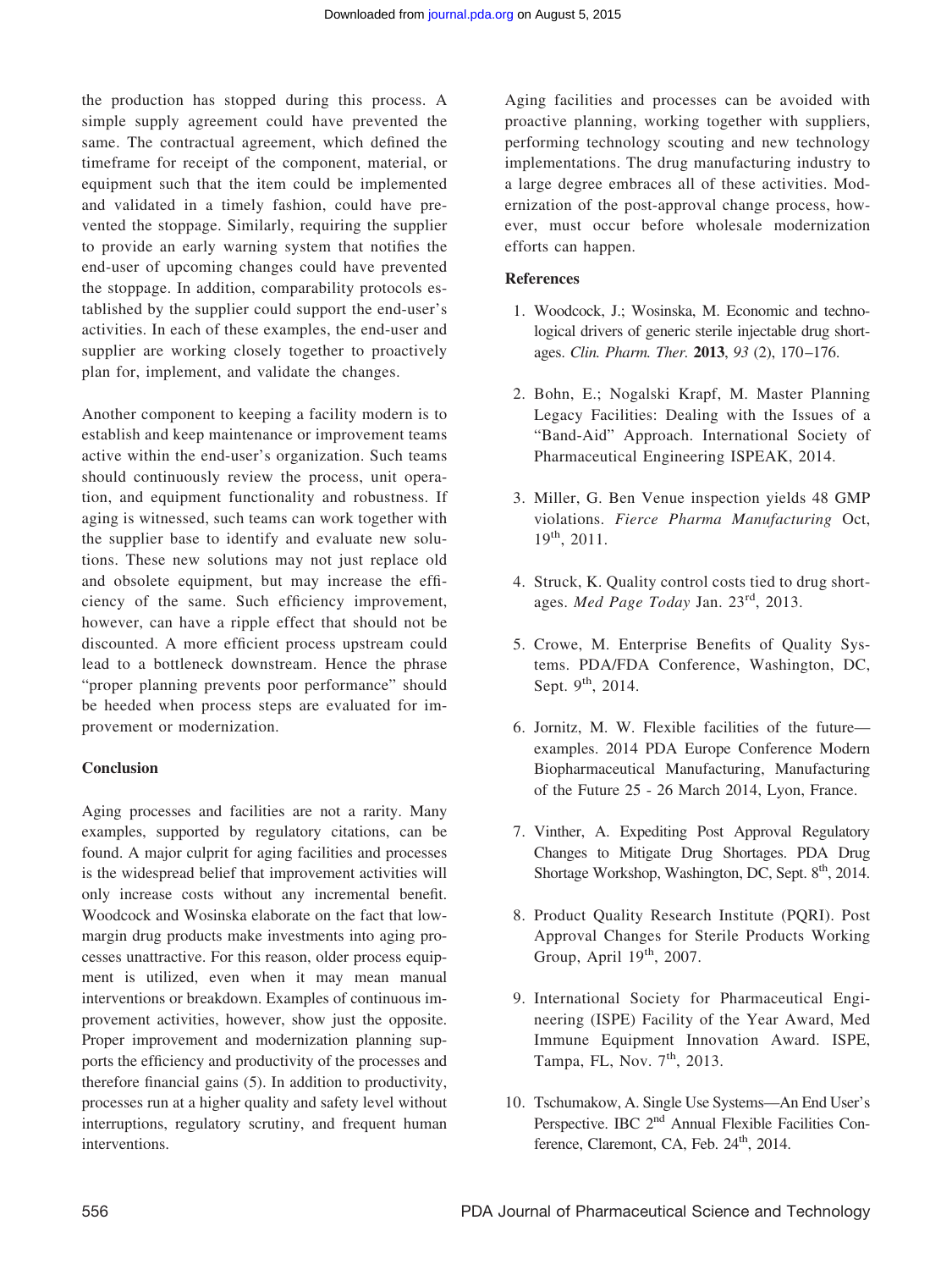the production has stopped during this process. A simple supply agreement could have prevented the same. The contractual agreement, which defined the timeframe for receipt of the component, material, or equipment such that the item could be implemented and validated in a timely fashion, could have prevented the stoppage. Similarly, requiring the supplier to provide an early warning system that notifies the end-user of upcoming changes could have prevented the stoppage. In addition, comparability protocols established by the supplier could support the end-user's activities. In each of these examples, the end-user and supplier are working closely together to proactively plan for, implement, and validate the changes.

Another component to keeping a facility modern is to establish and keep maintenance or improvement teams active within the end-user's organization. Such teams should continuously review the process, unit operation, and equipment functionality and robustness. If aging is witnessed, such teams can work together with the supplier base to identify and evaluate new solutions. These new solutions may not just replace old and obsolete equipment, but may increase the efficiency of the same. Such efficiency improvement, however, can have a ripple effect that should not be discounted. A more efficient process upstream could lead to a bottleneck downstream. Hence the phrase "proper planning prevents poor performance" should be heeded when process steps are evaluated for improvement or modernization.

## Conclusion

Aging processes and facilities are not a rarity. Many examples, supported by regulatory citations, can be found. A major culprit for aging facilities and processes is the widespread belief that improvement activities will only increase costs without any incremental benefit. Woodcock and Wosinska elaborate on the fact that low-margin drug products make investments into aging processes unattractive. For this reason, older process equipment is utilized, even when it may mean manual interventions or breakdown. Examples of continuous improvement activities, however, show just the opposite. Proper improvement and modernization planning supports the efficiency and productivity of the processes and therefore financial gains (5). In addition to productivity, processes run at a higher quality and safety level without interruptions, regulatory scrutiny, and frequent human interventions.

Aging facilities and processes can be avoided with proactive planning, working together with suppliers, performing technology scouting and new technology implementations. The drug manufacturing industry to a large degree embraces all of these activities. Modernization of the post-approval change process, however, must occur before wholesale modernization efforts can happen.

## References

1. Woodcock, J.; Wosinska, M. Economic and technological drivers of generic sterile injectable drug shortages. *Clin. Pharm. Ther.* **2013**, *93* (2), 170–176.
2. Bohn, E.; Nogalski Krapf, M. Master Planning Legacy Facilities: Dealing with the Issues of a "Band-Aid" Approach. International Society of Pharmaceutical Engineering ISPEAK, 2014.
3. Miller, G. Ben Venue inspection yields 48 GMP violations. *Fierce Pharma Manufacturing* Oct, 19th, 2011.
4. Struck, K. Quality control costs tied to drug shortages. *Med Page Today* Jan. 23rd, 2013.
5. Crowe, M. Enterprise Benefits of Quality Systems. PDA/FDA Conference, Washington, DC, Sept. 9th, 2014.
6. Jornitz, M. W. Flexible facilities of the future—examples. 2014 PDA Europe Conference Modern Biopharmaceutical Manufacturing, Manufacturing of the Future 25 - 26 March 2014, Lyon, France.
7. Vinther, A. Expediting Post Approval Regulatory Changes to Mitigate Drug Shortages. PDA Drug Shortage Workshop, Washington, DC, Sept. 8th, 2014.
8. Product Quality Research Institute (PQRI). Post Approval Changes for Sterile Products Working Group, April 19th, 2007.
9. International Society for Pharmaceutical Engineering (ISPE) Facility of the Year Award, Med Immune Equipment Innovation Award. ISPE, Tampa, FL, Nov. 7th, 2013.
10. Tschumakow, A. Single Use Systems—An End User's Perspective. IBC 2nd Annual Flexible Facilities Conference, Claremont, CA, Feb. 24th, 2014.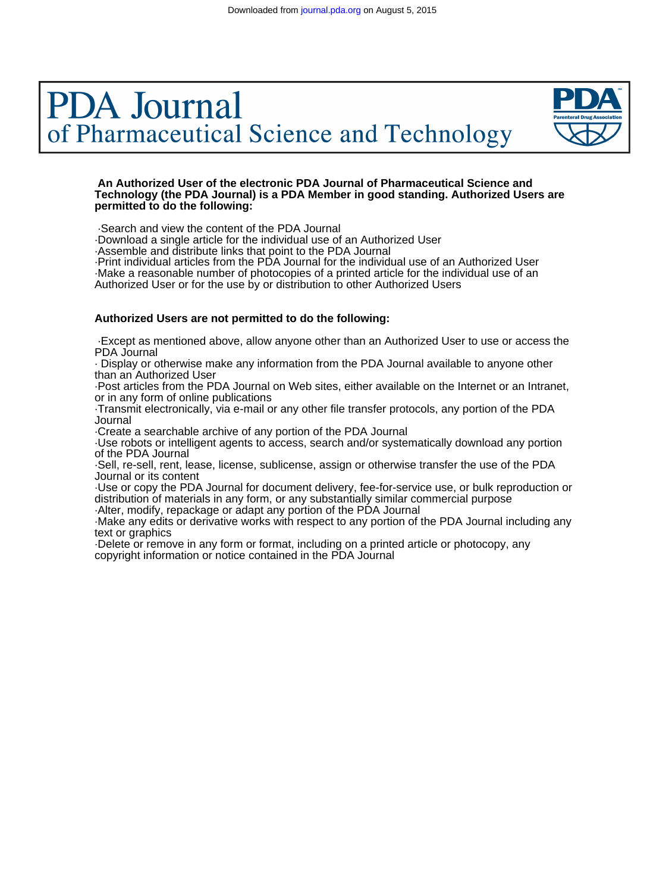Downloaded from journal.pda.org on August 5, 2015

# PDA Journal of Pharmaceutical Science and Technology

**An Authorized User of the electronic PDA Journal of Pharmaceutical Science and Technology (the PDA Journal) is a PDA Member in good standing. Authorized Users are permitted to do the following:**

- Search and view the content of the PDA Journal
- Download a single article for the individual use of an Authorized User
- Assemble and distribute links that point to the PDA Journal
- Print individual articles from the PDA Journal for the individual use of an Authorized User
- Make a reasonable number of photocopies of a printed article for the individual use of an Authorized User or for the use by or distribution to other Authorized Users

**Authorized Users are not permitted to do the following:**

- Except as mentioned above, allow anyone other than an Authorized User to use or access the PDA Journal
- Display or otherwise make any information from the PDA Journal available to anyone other than an Authorized User
- Post articles from the PDA Journal on Web sites, either available on the Internet or an Intranet, or in any form of online publications
- Transmit electronically, via e-mail or any other file transfer protocols, any portion of the PDA Journal
- Create a searchable archive of any portion of the PDA Journal
- Use robots or intelligent agents to access, search and/or systematically download any portion of the PDA Journal
- Sell, re-sell, rent, lease, license, sublicense, assign or otherwise transfer the use of the PDA Journal or its content
- Use or copy the PDA Journal for document delivery, fee-for-service use, or bulk reproduction or distribution of materials in any form, or any substantially similar commercial purpose
- Alter, modify, repackage or adapt any portion of the PDA Journal
- Make any edits or derivative works with respect to any portion of the PDA Journal including any text or graphics
- Delete or remove in any form or format, including on a printed article or photocopy, any copyright information or notice contained in the PDA Journal